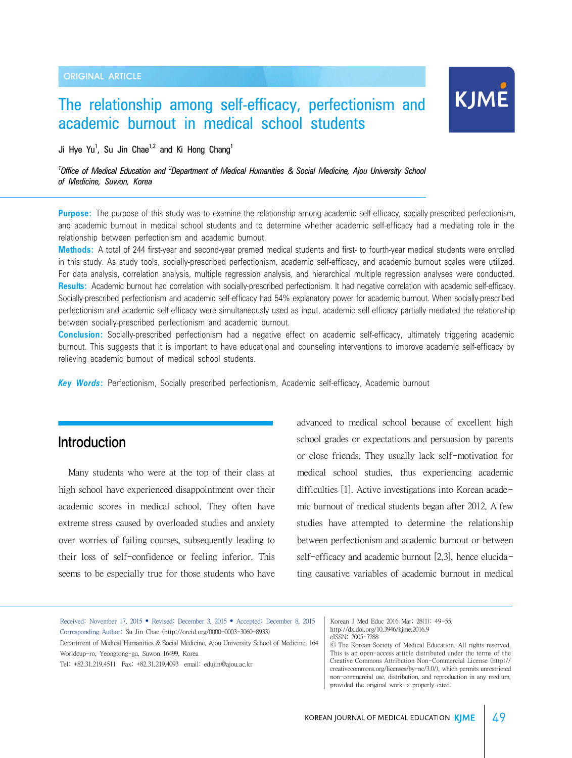ORIGINAL ARTICLE

# The relationship among self-efficacy, perfectionism and academic burnout in medical school students

Ji Hye Yu[1], Su Jin Chae[1,2] and Ki Hong Chang[1]

*[1]Office of Medical Education and [2]Department of Medical Humanities & Social Medicine, Ajou University School of Medicine, Suwon, Korea*

**Purpose:** The purpose of this study was to examine the relationship among academic self-efficacy, socially-prescribed perfectionism, and academic burnout in medical school students and to determine whether academic self-efficacy had a mediating role in the relationship between perfectionism and academic burnout.

**Methods:** A total of 244 first-year and second-year premed medical students and first- to fourth-year medical students were enrolled in this study. As study tools, socially-prescribed perfectionism, academic self-efficacy, and academic burnout scales were utilized. For data analysis, correlation analysis, multiple regression analysis, and hierarchical multiple regression analyses were conducted.

**Results:** Academic burnout had correlation with socially-prescribed perfectionism. It had negative correlation with academic self-efficacy. Socially-prescribed perfectionism and academic self-efficacy had 54% explanatory power for academic burnout. When socially-prescribed perfectionism and academic self-efficacy were simultaneously used as input, academic self-efficacy partially mediated the relationship between socially-prescribed perfectionism and academic burnout.

**Conclusion:** Socially-prescribed perfectionism had a negative effect on academic self-efficacy, ultimately triggering academic burnout. This suggests that it is important to have educational and counseling interventions to improve academic self-efficacy by relieving academic burnout of medical school students.

***Key Words*:** Perfectionism, Socially prescribed perfectionism, Academic self-efficacy, Academic burnout

## Introduction

Many students who were at the top of their class at high school have experienced disappointment over their academic scores in medical school. They often have extreme stress caused by overloaded studies and anxiety over worries of failing courses, subsequently leading to their loss of self-confidence or feeling inferior. This seems to be especially true for those students who have advanced to medical school because of excellent high school grades or expectations and persuasion by parents or close friends. They usually lack self-motivation for medical school studies, thus experiencing academic difficulties [1]. Active investigations into Korean academic burnout of medical students began after 2012. A few studies have attempted to determine the relationship between perfectionism and academic burnout or between self-efficacy and academic burnout [2,3], hence elucidating causative variables of academic burnout in medical

Received: November 17, 2015 • Revised: December 3, 2015 • Accepted: December 8, 2015
Corresponding Author: Su Jin Chae (http://orcid.org/0000-0003-3060-8933)
Department of Medical Humanities & Social Medicine, Ajou University School of Medicine, 164 Worldcup-ro, Yeongtong-gu, Suwon 16499, Korea
Tel: +82.31.219.4511 Fax: +82.31.219.4093 email: edujin@ajou.ac.kr

Korean J Med Educ 2016 Mar; 28(1): 49-55.
http://dx.doi.org/10.3946/kjme.2016.9
eISSN: 2005-7288
© The Korean Society of Medical Education. All rights reserved. This is an open-access article distributed under the terms of the Creative Commons Attribution Non-Commercial License (http://creativecommons.org/licenses/by-nc/3.0/), which permits unrestricted non-commercial use, distribution, and reproduction in any medium, provided the original work is properly cited.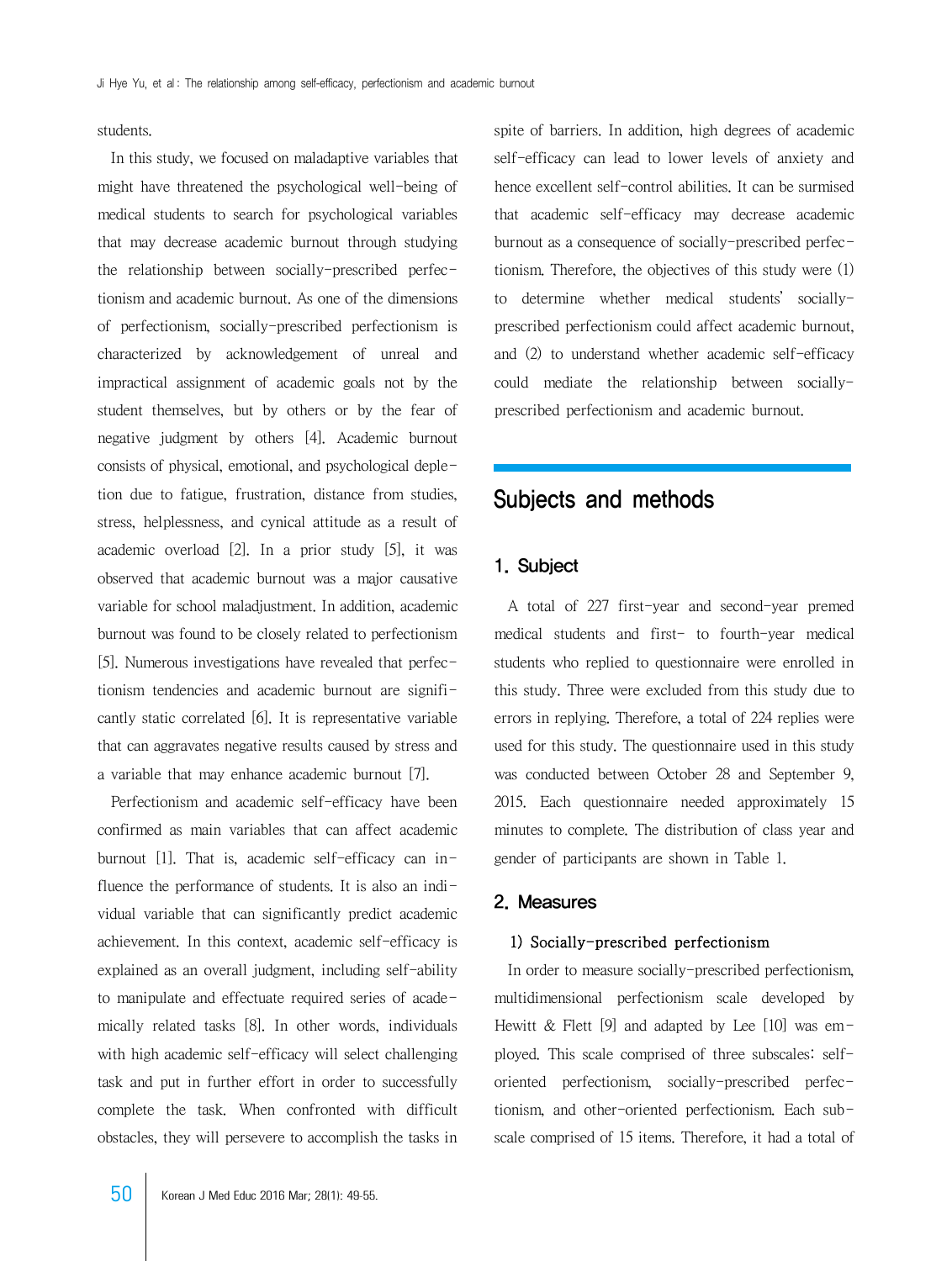students.

In this study, we focused on maladaptive variables that might have threatened the psychological well-being of medical students to search for psychological variables that may decrease academic burnout through studying the relationship between socially-prescribed perfectionism and academic burnout. As one of the dimensions of perfectionism, socially-prescribed perfectionism is characterized by acknowledgement of unreal and impractical assignment of academic goals not by the student themselves, but by others or by the fear of negative judgment by others [4]. Academic burnout consists of physical, emotional, and psychological depletion due to fatigue, frustration, distance from studies, stress, helplessness, and cynical attitude as a result of academic overload [2]. In a prior study [5], it was observed that academic burnout was a major causative variable for school maladjustment. In addition, academic burnout was found to be closely related to perfectionism [5]. Numerous investigations have revealed that perfectionism tendencies and academic burnout are significantly static correlated [6]. It is representative variable that can aggravates negative results caused by stress and a variable that may enhance academic burnout [7].

Perfectionism and academic self-efficacy have been confirmed as main variables that can affect academic burnout [1]. That is, academic self-efficacy can influence the performance of students. It is also an individual variable that can significantly predict academic achievement. In this context, academic self-efficacy is explained as an overall judgment, including self-ability to manipulate and effectuate required series of academically related tasks [8]. In other words, individuals with high academic self-efficacy will select challenging task and put in further effort in order to successfully complete the task. When confronted with difficult obstacles, they will persevere to accomplish the tasks in spite of barriers. In addition, high degrees of academic self-efficacy can lead to lower levels of anxiety and hence excellent self-control abilities. It can be surmised that academic self-efficacy may decrease academic burnout as a consequence of socially-prescribed perfectionism. Therefore, the objectives of this study were (1) to determine whether medical students' socially-prescribed perfectionism could affect academic burnout, and (2) to understand whether academic self-efficacy could mediate the relationship between socially-prescribed perfectionism and academic burnout.

# Subjects and methods

## 1. Subject

A total of 227 first-year and second-year premed medical students and first- to fourth-year medical students who replied to questionnaire were enrolled in this study. Three were excluded from this study due to errors in replying. Therefore, a total of 224 replies were used for this study. The questionnaire used in this study was conducted between October 28 and September 9, 2015. Each questionnaire needed approximately 15 minutes to complete. The distribution of class year and gender of participants are shown in Table 1.

## 2. Measures

### 1) Socially-prescribed perfectionism

In order to measure socially-prescribed perfectionism, multidimensional perfectionism scale developed by Hewitt & Flett [9] and adapted by Lee [10] was employed. This scale comprised of three subscales: self-oriented perfectionism, socially-prescribed perfectionism, and other-oriented perfectionism. Each subscale comprised of 15 items. Therefore, it had a total of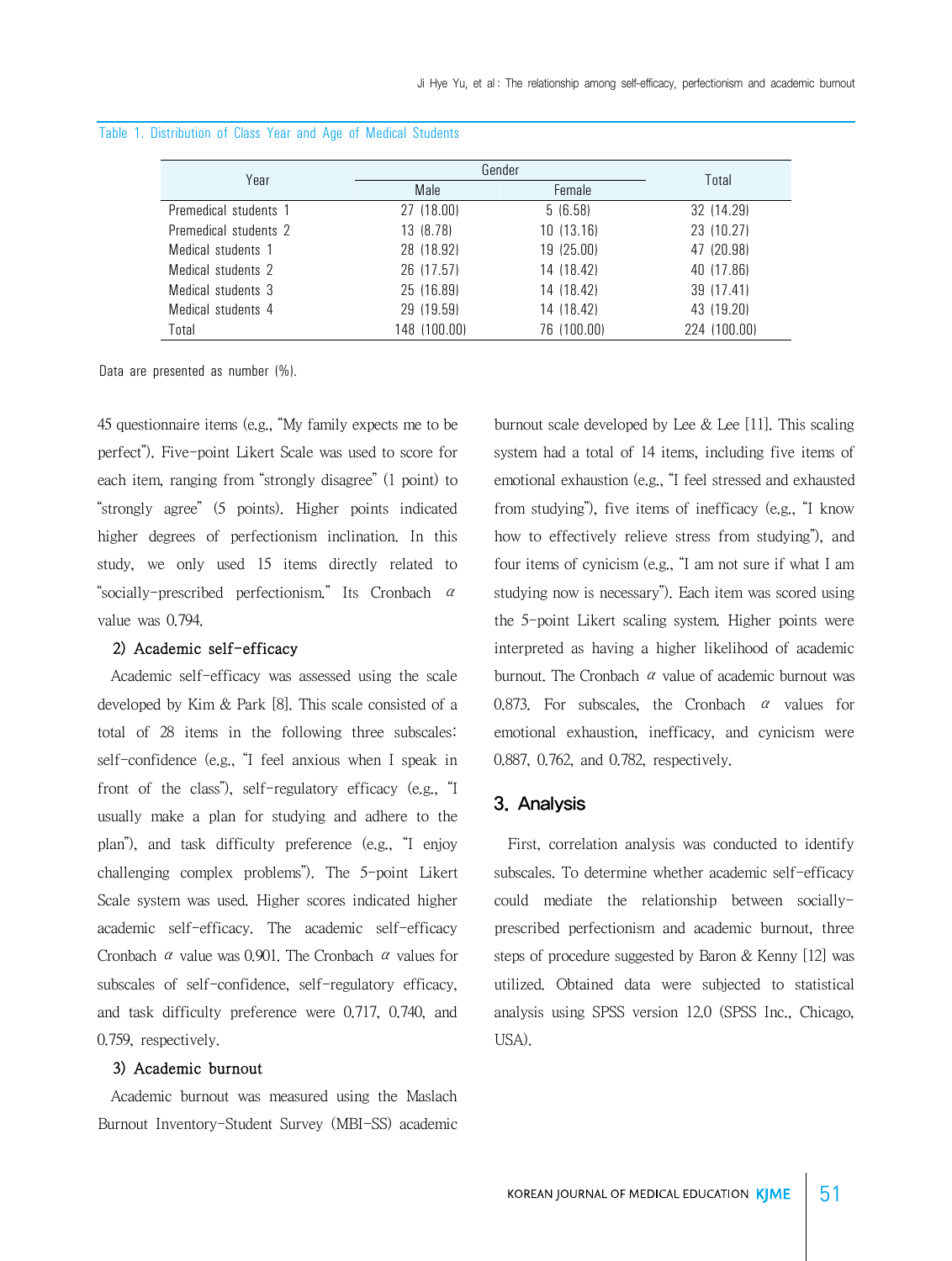Table 1. Distribution of Class Year and Age of Medical Students

| Year | Gender | | Total |
|---|---|---|---|
| | Male | Female | |
| Premedical students 1 | 27 (18.00) | 5 (6.58) | 32 (14.29) |
| Premedical students 2 | 13 (8.78) | 10 (13.16) | 23 (10.27) |
| Medical students 1 | 28 (18.92) | 19 (25.00) | 47 (20.98) |
| Medical students 2 | 26 (17.57) | 14 (18.42) | 40 (17.86) |
| Medical students 3 | 25 (16.89) | 14 (18.42) | 39 (17.41) |
| Medical students 4 | 29 (19.59) | 14 (18.42) | 43 (19.20) |
| Total | 148 (100.00) | 76 (100.00) | 224 (100.00) |

Data are presented as number (%).

45 questionnaire items (e.g., "My family expects me to be perfect"). Five-point Likert Scale was used to score for each item, ranging from "strongly disagree" (1 point) to "strongly agree" (5 points). Higher points indicated higher degrees of perfectionism inclination. In this study, we only used 15 items directly related to "socially-prescribed perfectionism." Its Cronbach $\alpha$ value was 0.794.

### 2) Academic self-efficacy

Academic self-efficacy was assessed using the scale developed by Kim & Park [8]. This scale consisted of a total of 28 items in the following three subscales: self-confidence (e.g., "I feel anxious when I speak in front of the class"), self-regulatory efficacy (e.g., "I usually make a plan for studying and adhere to the plan"), and task difficulty preference (e.g., "I enjoy challenging complex problems"). The 5-point Likert Scale system was used. Higher scores indicated higher academic self-efficacy. The academic self-efficacy Cronbach $\alpha$ value was 0.901. The Cronbach $\alpha$ values for subscales of self-confidence, self-regulatory efficacy, and task difficulty preference were 0.717, 0.740, and 0.759, respectively.

### 3) Academic burnout

Academic burnout was measured using the Maslach Burnout Inventory-Student Survey (MBI-SS) academic burnout scale developed by Lee & Lee [11]. This scaling system had a total of 14 items, including five items of emotional exhaustion (e.g., "I feel stressed and exhausted from studying"), five items of inefficacy (e.g., "I know how to effectively relieve stress from studying"), and four items of cynicism (e.g., "I am not sure if what I am studying now is necessary"). Each item was scored using the 5-point Likert scaling system. Higher points were interpreted as having a higher likelihood of academic burnout. The Cronbach $\alpha$ value of academic burnout was 0.873. For subscales, the Cronbach $\alpha$ values for emotional exhaustion, inefficacy, and cynicism were 0.887, 0.762, and 0.782, respectively.

## 3. Analysis

First, correlation analysis was conducted to identify subscales. To determine whether academic self-efficacy could mediate the relationship between socially-prescribed perfectionism and academic burnout, three steps of procedure suggested by Baron & Kenny [12] was utilized. Obtained data were subjected to statistical analysis using SPSS version 12.0 (SPSS Inc., Chicago, USA).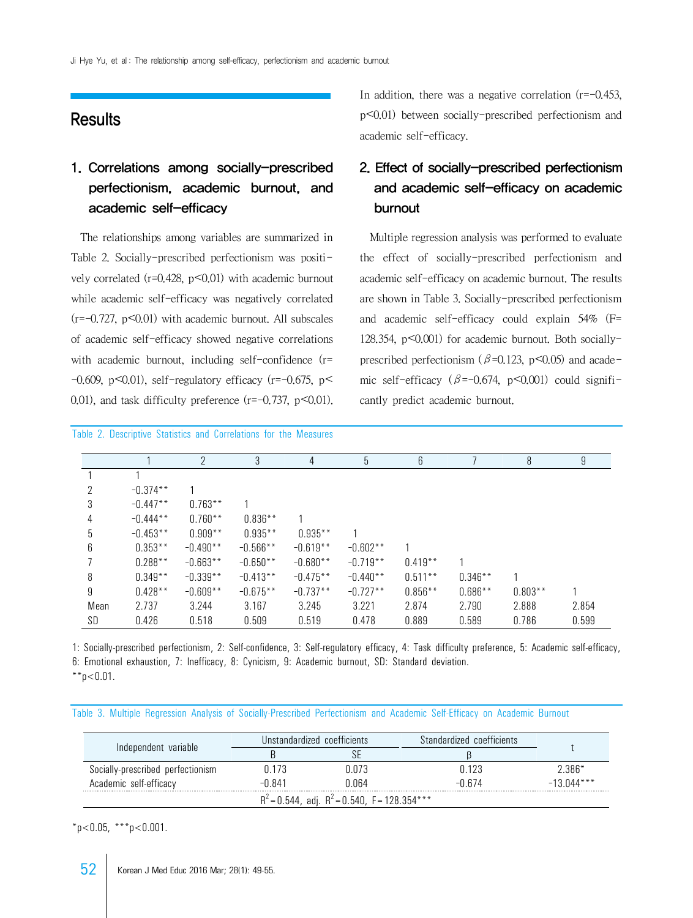## Results

### 1. Correlations among socially-prescribed perfectionism, academic burnout, and academic self-efficacy

The relationships among variables are summarized in Table 2. Socially-prescribed perfectionism was positively correlated (r=0.428, p<0.01) with academic burnout while academic self-efficacy was negatively correlated (r=−0.727, p<0.01) with academic burnout. All subscales of academic self-efficacy showed negative correlations with academic burnout, including self-confidence (r=−0.609, p<0.01), self-regulatory efficacy (r=−0.675, p<0.01), and task difficulty preference (r=−0.737, p<0.01). In addition, there was a negative correlation (r=−0.453, p<0.01) between socially-prescribed perfectionism and academic self-efficacy.

### 2. Effect of socially-prescribed perfectionism and academic self-efficacy on academic burnout

Multiple regression analysis was performed to evaluate the effect of socially-prescribed perfectionism and academic self-efficacy on academic burnout. The results are shown in Table 3. Socially-prescribed perfectionism and academic self-efficacy could explain 54% (F=128.354, p<0.001) for academic burnout. Both socially-prescribed perfectionism (β=0.123, p<0.05) and academic self-efficacy (β=−0.674, p<0.001) could significantly predict academic burnout.

Table 2. Descriptive Statistics and Correlations for the Measures

| | 1 | 2 | 3 | 4 | 5 | 6 | 7 | 8 | 9 |
|---|---|---|---|---|---|---|---|---|---|
| 1 | 1 | | | | | | | | |
| 2 | −0.374** | 1 | | | | | | | |
| 3 | −0.447** | 0.763** | 1 | | | | | | |
| 4 | −0.444** | 0.760** | 0.836** | 1 | | | | | |
| 5 | −0.453** | 0.909** | 0.935** | 0.935** | 1 | | | | |
| 6 | 0.353** | −0.490** | −0.566** | −0.619** | −0.602** | 1 | | | |
| 7 | 0.288** | −0.663** | −0.650** | −0.680** | −0.719** | 0.419** | 1 | | |
| 8 | 0.349** | −0.339** | −0.413** | −0.475** | −0.440** | 0.511** | 0.346** | 1 | |
| 9 | 0.428** | −0.609** | −0.675** | −0.737** | −0.727** | 0.856** | 0.686** | 0.803** | 1 |
| Mean | 2.737 | 3.244 | 3.167 | 3.245 | 3.221 | 2.874 | 2.790 | 2.888 | 2.854 |
| SD | 0.426 | 0.518 | 0.509 | 0.519 | 0.478 | 0.889 | 0.589 | 0.786 | 0.599 |

1: Socially-prescribed perfectionism, 2: Self-confidence, 3: Self-regulatory efficacy, 4: Task difficulty preference, 5: Academic self-efficacy, 6: Emotional exhaustion, 7: Inefficacy, 8: Cynicism, 9: Academic burnout, SD: Standard deviation.
**p<0.01.

Table 3. Multiple Regression Analysis of Socially-Prescribed Perfectionism and Academic Self-Efficacy on Academic Burnout

| Independent variable | Unstandardized coefficients | | Standardized coefficients | t |
|---|---|---|---|---|
| | B | SE | β | |
| Socially-prescribed perfectionism | 0.173 | 0.073 | 0.123 | 2.386* |
| Academic self-efficacy | −0.841 | 0.064 | −0.674 | −13.044*** |
| $R^2$=0.544, adj. $R^2$=0.540, F=128.354*** | | | | |

*p<0.05, ***p<0.001.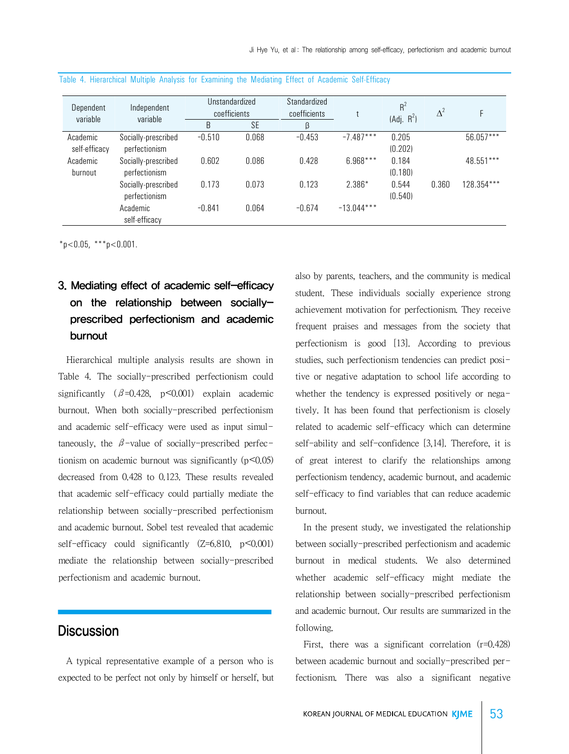Table 4. Hierarchical Multiple Analysis for Examining the Mediating Effect of Academic Self-Efficacy

| Dependent variable | Independent variable | Unstandardized coefficients | | Standardized coefficients | t | $R^2$ (Adj. $R^2$) | $\Delta^2$ | F |
|---|---|---|---|---|---|---|---|---|
| | | B | SE | β | | | | |
| Academic self-efficacy | Socially-prescribed perfectionism | −0.510 | 0.068 | −0.453 | −7.487*** | 0.205 (0.202) | | 56.057*** |
| Academic burnout | Socially-prescribed perfectionism | 0.602 | 0.086 | 0.428 | 6.968*** | 0.184 (0.180) | | 48.551*** |
| | Socially-prescribed perfectionism | 0.173 | 0.073 | 0.123 | 2.386* | 0.544 (0.540) | 0.360 | 128.354*** |
| | Academic self-efficacy | −0.841 | 0.064 | −0.674 | −13.044*** | | | |

*$p<0.05$, ***$p<0.001$.

### 3. Mediating effect of academic self-efficacy on the relationship between socially-prescribed perfectionism and academic burnout

Hierarchical multiple analysis results are shown in Table 4. The socially-prescribed perfectionism could significantly ($\beta$=0.428, $p<0.001$) explain academic burnout. When both socially-prescribed perfectionism and academic self-efficacy were used as input simultaneously, the $\beta$-value of socially-prescribed perfectionism on academic burnout was significantly ($p<0.05$) decreased from 0.428 to 0.123. These results revealed that academic self-efficacy could partially mediate the relationship between socially-prescribed perfectionism and academic burnout. Sobel test revealed that academic self-efficacy could significantly (Z=6.810, $p<0.001$) mediate the relationship between socially-prescribed perfectionism and academic burnout.

## Discussion

A typical representative example of a person who is expected to be perfect not only by himself or herself, but also by parents, teachers, and the community is medical student. These individuals socially experience strong achievement motivation for perfectionism. They receive frequent praises and messages from the society that perfectionism is good [13]. According to previous studies, such perfectionism tendencies can predict positive or negative adaptation to school life according to whether the tendency is expressed positively or negatively. It has been found that perfectionism is closely related to academic self-efficacy which can determine self-ability and self-confidence [3,14]. Therefore, it is of great interest to clarify the relationships among perfectionism tendency, academic burnout, and academic self-efficacy to find variables that can reduce academic burnout.

In the present study, we investigated the relationship between socially-prescribed perfectionism and academic burnout in medical students. We also determined whether academic self-efficacy might mediate the relationship between socially-prescribed perfectionism and academic burnout. Our results are summarized in the following.

First, there was a significant correlation (r=0.428) between academic burnout and socially-prescribed perfectionism. There was also a significant negative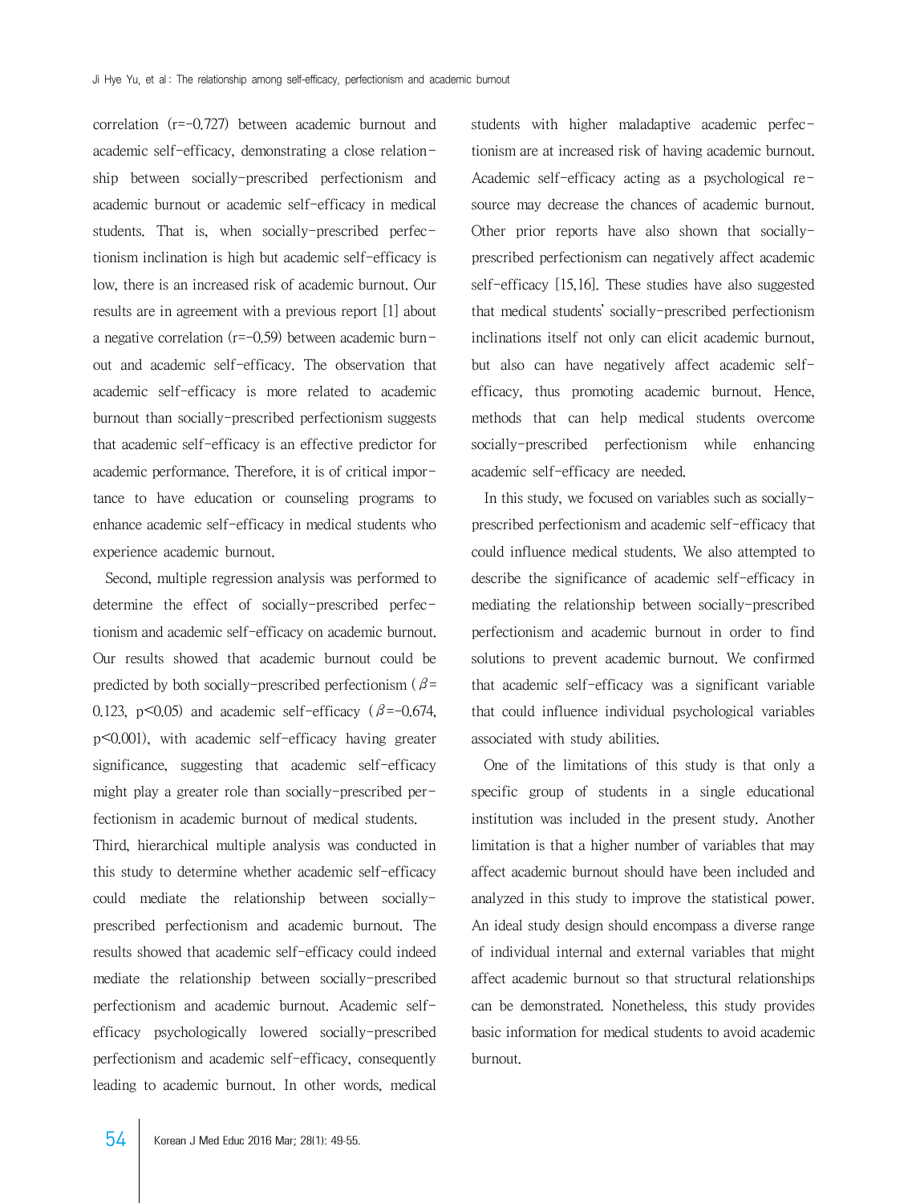correlation ($r=-0.727$) between academic burnout and academic self-efficacy, demonstrating a close relationship between socially-prescribed perfectionism and academic burnout or academic self-efficacy in medical students. That is, when socially-prescribed perfectionism inclination is high but academic self-efficacy is low, there is an increased risk of academic burnout. Our results are in agreement with a previous report [1] about a negative correlation ($r=-0.59$) between academic burnout and academic self-efficacy. The observation that academic self-efficacy is more related to academic burnout than socially-prescribed perfectionism suggests that academic self-efficacy is an effective predictor for academic performance. Therefore, it is of critical importance to have education or counseling programs to enhance academic self-efficacy in medical students who experience academic burnout.

Second, multiple regression analysis was performed to determine the effect of socially-prescribed perfectionism and academic self-efficacy on academic burnout. Our results showed that academic burnout could be predicted by both socially-prescribed perfectionism ($\beta=0.123$, $p<0.05$) and academic self-efficacy ($\beta=-0.674$, $p<0.001$), with academic self-efficacy having greater significance, suggesting that academic self-efficacy might play a greater role than socially-prescribed perfectionism in academic burnout of medical students.

Third, hierarchical multiple analysis was conducted in this study to determine whether academic self-efficacy could mediate the relationship between socially-prescribed perfectionism and academic burnout. The results showed that academic self-efficacy could indeed mediate the relationship between socially-prescribed perfectionism and academic burnout. Academic self-efficacy psychologically lowered socially-prescribed perfectionism and academic self-efficacy, consequently leading to academic burnout. In other words, medical students with higher maladaptive academic perfectionism are at increased risk of having academic burnout. Academic self-efficacy acting as a psychological resource may decrease the chances of academic burnout. Other prior reports have also shown that socially-prescribed perfectionism can negatively affect academic self-efficacy [15,16]. These studies have also suggested that medical students' socially-prescribed perfectionism inclinations itself not only can elicit academic burnout, but also can have negatively affect academic self-efficacy, thus promoting academic burnout. Hence, methods that can help medical students overcome socially-prescribed perfectionism while enhancing academic self-efficacy are needed.

In this study, we focused on variables such as socially-prescribed perfectionism and academic self-efficacy that could influence medical students. We also attempted to describe the significance of academic self-efficacy in mediating the relationship between socially-prescribed perfectionism and academic burnout in order to find solutions to prevent academic burnout. We confirmed that academic self-efficacy was a significant variable that could influence individual psychological variables associated with study abilities.

One of the limitations of this study is that only a specific group of students in a single educational institution was included in the present study. Another limitation is that a higher number of variables that may affect academic burnout should have been included and analyzed in this study to improve the statistical power. An ideal study design should encompass a diverse range of individual internal and external variables that might affect academic burnout so that structural relationships can be demonstrated. Nonetheless, this study provides basic information for medical students to avoid academic burnout.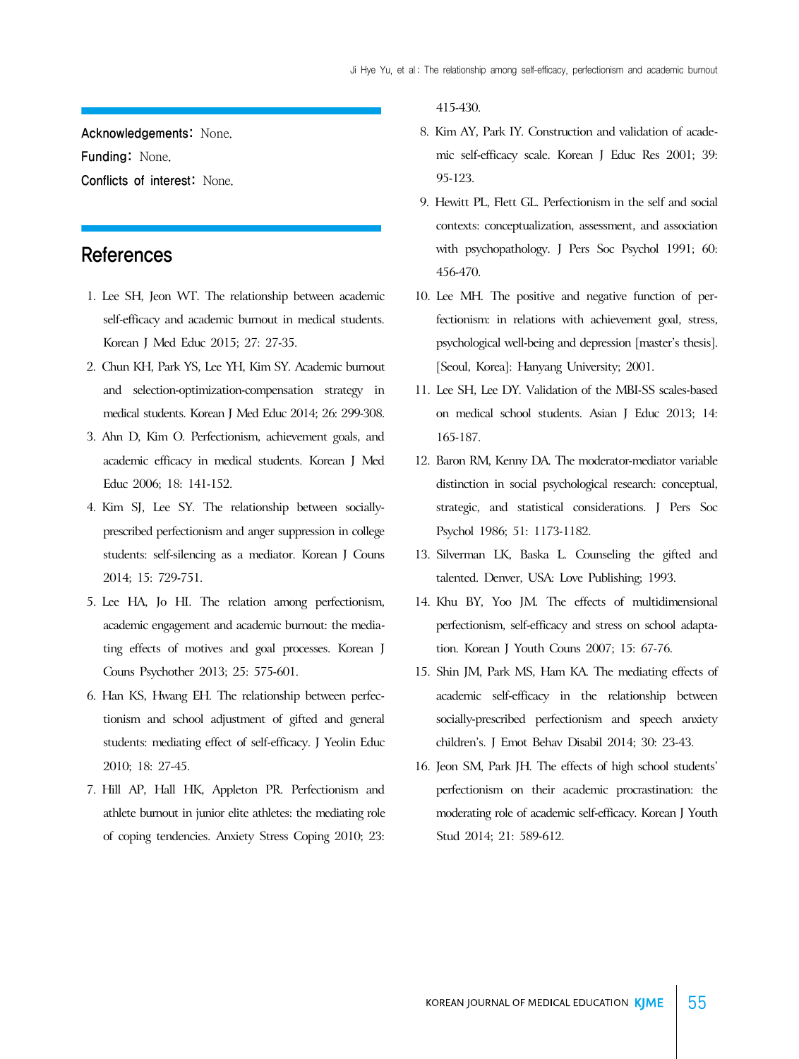**Acknowledgements:** None.

**Funding:** None.

**Conflicts of interest:** None.

## References

1. Lee SH, Jeon WT. The relationship between academic self-efficacy and academic burnout in medical students. Korean J Med Educ 2015; 27: 27-35.
2. Chun KH, Park YS, Lee YH, Kim SY. Academic burnout and selection-optimization-compensation strategy in medical students. Korean J Med Educ 2014; 26: 299-308.
3. Ahn D, Kim O. Perfectionism, achievement goals, and academic efficacy in medical students. Korean J Med Educ 2006; 18: 141-152.
4. Kim SJ, Lee SY. The relationship between socially-prescribed perfectionism and anger suppression in college students: self-silencing as a mediator. Korean J Couns 2014; 15: 729-751.
5. Lee HA, Jo HI. The relation among perfectionism, academic engagement and academic burnout: the mediating effects of motives and goal processes. Korean J Couns Psychother 2013; 25: 575-601.
6. Han KS, Hwang EH. The relationship between perfectionism and school adjustment of gifted and general students: mediating effect of self-efficacy. J Yeolin Educ 2010; 18: 27-45.
7. Hill AP, Hall HK, Appleton PR. Perfectionism and athlete burnout in junior elite athletes: the mediating role of coping tendencies. Anxiety Stress Coping 2010; 23: 415-430.
8. Kim AY, Park IY. Construction and validation of academic self-efficacy scale. Korean J Educ Res 2001; 39: 95-123.
9. Hewitt PL, Flett GL. Perfectionism in the self and social contexts: conceptualization, assessment, and association with psychopathology. J Pers Soc Psychol 1991; 60: 456-470.
10. Lee MH. The positive and negative function of perfectionism: in relations with achievement goal, stress, psychological well-being and depression [master's thesis]. [Seoul, Korea]: Hanyang University; 2001.
11. Lee SH, Lee DY. Validation of the MBI-SS scales-based on medical school students. Asian J Educ 2013; 14: 165-187.
12. Baron RM, Kenny DA. The moderator-mediator variable distinction in social psychological research: conceptual, strategic, and statistical considerations. J Pers Soc Psychol 1986; 51: 1173-1182.
13. Silverman LK, Baska L. Counseling the gifted and talented. Denver, USA: Love Publishing; 1993.
14. Khu BY, Yoo JM. The effects of multidimensional perfectionism, self-efficacy and stress on school adaptation. Korean J Youth Couns 2007; 15: 67-76.
15. Shin JM, Park MS, Ham KA. The mediating effects of academic self-efficacy in the relationship between socially-prescribed perfectionism and speech anxiety children's. J Emot Behav Disabil 2014; 30: 23-43.
16. Jeon SM, Park JH. The effects of high school students' perfectionism on their academic procrastination: the moderating role of academic self-efficacy. Korean J Youth Stud 2014; 21: 589-612.